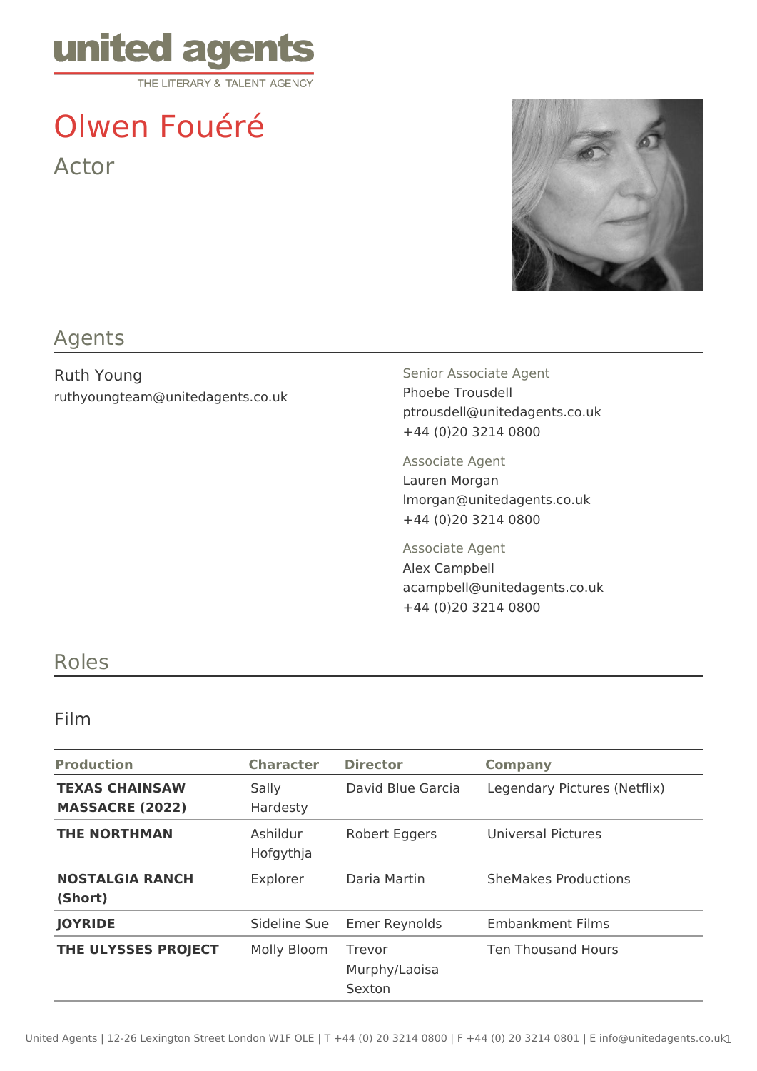united agents

THE LITERARY & TALENT AGENCY

# Olwen Fouéré

Actor

## Agents

Ruth Young
ruthyoungteam@unitedagents.co.uk

Senior Associate Agent
Phoebe Trousdell
ptrousdell@unitedagents.co.uk
+44 (0)20 3214 0800

Associate Agent
Lauren Morgan
lmorgan@unitedagents.co.uk
+44 (0)20 3214 0800

Associate Agent
Alex Campbell
acampbell@unitedagents.co.uk
+44 (0)20 3214 0800

## Roles

### Film

| Production | Character | Director | Company |
|---|---|---|---|
| **TEXAS CHAINSAW MASSACRE (2022)** | Sally Hardesty | David Blue Garcia | Legendary Pictures (Netflix) |
| **THE NORTHMAN** | Ashildur Hofgythja | Robert Eggers | Universal Pictures |
| **NOSTALGIA RANCH (Short)** | Explorer | Daria Martin | SheMakes Productions |
| **JOYRIDE** | Sideline Sue | Emer Reynolds | Embankment Films |
| **THE ULYSSES PROJECT** | Molly Bloom | Trevor Murphy/Laoisa Sexton | Ten Thousand Hours |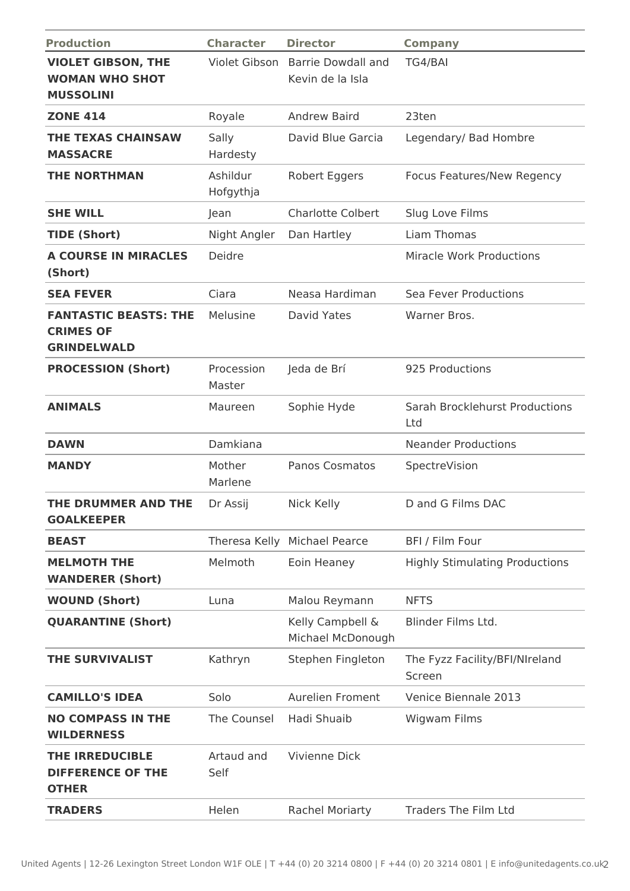| Production | Character | Director | Company |
|---|---|---|---|
| **VIOLET GIBSON, THE WOMAN WHO SHOT MUSSOLINI** | Violet Gibson | Barrie Dowdall and Kevin de la Isla | TG4/BAI |
| **ZONE 414** | Royale | Andrew Baird | 23ten |
| **THE TEXAS CHAINSAW MASSACRE** | Sally Hardesty | David Blue Garcia | Legendary/ Bad Hombre |
| **THE NORTHMAN** | Ashildur Hofgythja | Robert Eggers | Focus Features/New Regency |
| **SHE WILL** | Jean | Charlotte Colbert | Slug Love Films |
| **TIDE (Short)** | Night Angler | Dan Hartley | Liam Thomas |
| **A COURSE IN MIRACLES (Short)** | Deidre | | Miracle Work Productions |
| **SEA FEVER** | Ciara | Neasa Hardiman | Sea Fever Productions |
| **FANTASTIC BEASTS: THE CRIMES OF GRINDELWALD** | Melusine | David Yates | Warner Bros. |
| **PROCESSION (Short)** | Procession Master | Jeda de Brí | 925 Productions |
| **ANIMALS** | Maureen | Sophie Hyde | Sarah Brocklehurst Productions Ltd |
| **DAWN** | Damkiana | | Neander Productions |
| **MANDY** | Mother Marlene | Panos Cosmatos | SpectreVision |
| **THE DRUMMER AND THE GOALKEEPER** | Dr Assij | Nick Kelly | D and G Films DAC |
| **BEAST** | Theresa Kelly | Michael Pearce | BFI / Film Four |
| **MELMOTH THE WANDERER (Short)** | Melmoth | Eoin Heaney | Highly Stimulating Productions |
| **WOUND (Short)** | Luna | Malou Reymann | NFTS |
| **QUARANTINE (Short)** | | Kelly Campbell & Michael McDonough | Blinder Films Ltd. |
| **THE SURVIVALIST** | Kathryn | Stephen Fingleton | The Fyzz Facility/BFI/NIreland Screen |
| **CAMILLO'S IDEA** | Solo | Aurelien Froment | Venice Biennale 2013 |
| **NO COMPASS IN THE WILDERNESS** | The Counsel | Hadi Shuaib | Wigwam Films |
| **THE IRREDUCIBLE DIFFERENCE OF THE OTHER** | Artaud and Self | Vivienne Dick | |
| **TRADERS** | Helen | Rachel Moriarty | Traders The Film Ltd |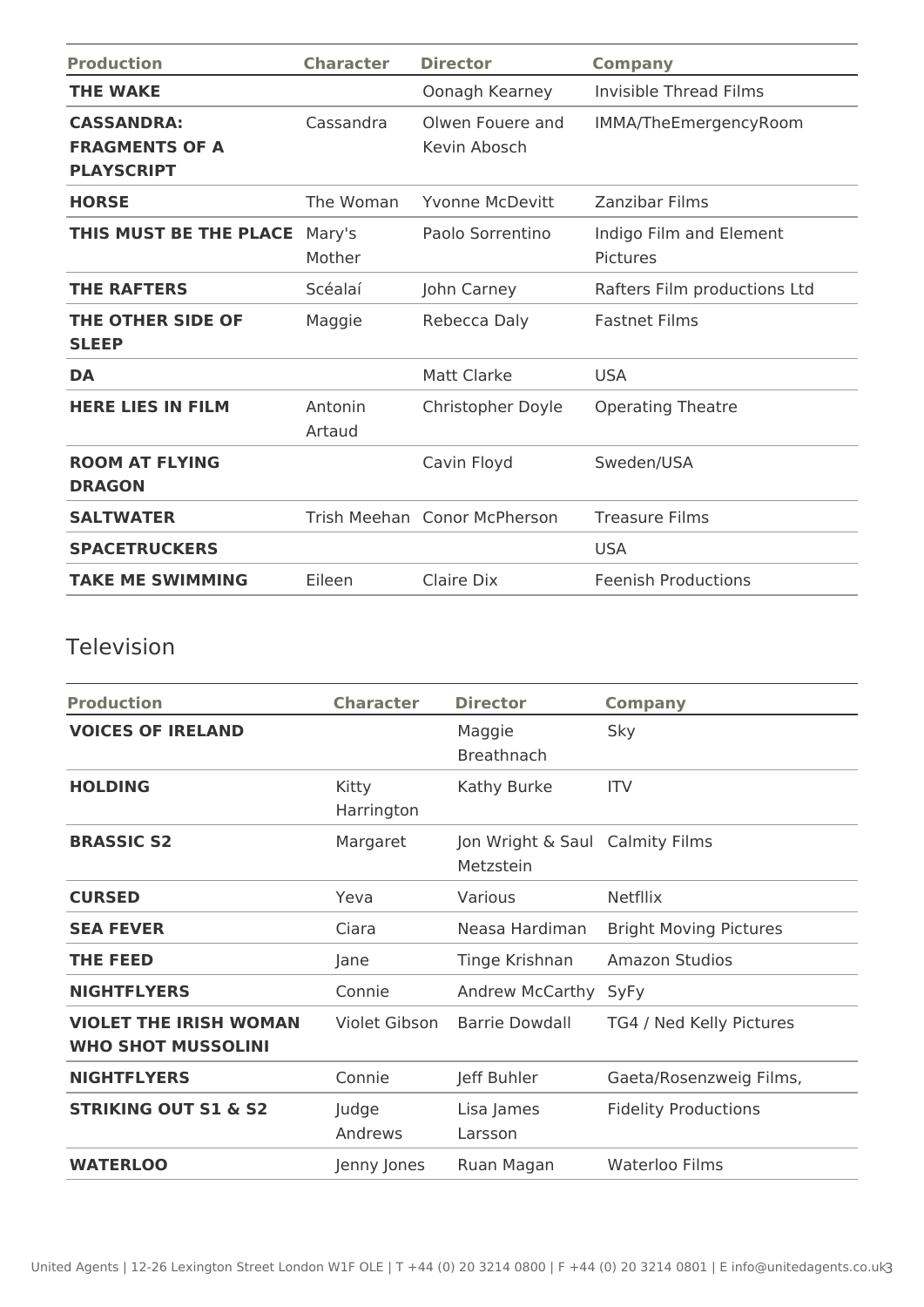| Production | Character | Director | Company |
|---|---|---|---|
| **THE WAKE** | | Oonagh Kearney | Invisible Thread Films |
| **CASSANDRA: FRAGMENTS OF A PLAYSCRIPT** | Cassandra | Olwen Fouere and Kevin Abosch | IMMA/TheEmergencyRoom |
| **HORSE** | The Woman | Yvonne McDevitt | Zanzibar Films |
| **THIS MUST BE THE PLACE** | Mary's Mother | Paolo Sorrentino | Indigo Film and Element Pictures |
| **THE RAFTERS** | Scéalaí | John Carney | Rafters Film productions Ltd |
| **THE OTHER SIDE OF SLEEP** | Maggie | Rebecca Daly | Fastnet Films |
| **DA** | | Matt Clarke | USA |
| **HERE LIES IN FILM** | Antonin Artaud | Christopher Doyle | Operating Theatre |
| **ROOM AT FLYING DRAGON** | | Cavin Floyd | Sweden/USA |
| **SALTWATER** | Trish Meehan | Conor McPherson | Treasure Films |
| **SPACETRUCKERS** | | | USA |
| **TAKE ME SWIMMING** | Eileen | Claire Dix | Feenish Productions |

## Television

| Production | Character | Director | Company |
|---|---|---|---|
| **VOICES OF IRELAND** | | Maggie Breathnach | Sky |
| **HOLDING** | Kitty Harrington | Kathy Burke | ITV |
| **BRASSIC S2** | Margaret | Jon Wright & Saul Metzstein | Calmity Films |
| **CURSED** | Yeva | Various | Netfllix |
| **SEA FEVER** | Ciara | Neasa Hardiman | Bright Moving Pictures |
| **THE FEED** | Jane | Tinge Krishnan | Amazon Studios |
| **NIGHTFLYERS** | Connie | Andrew McCarthy | SyFy |
| **VIOLET THE IRISH WOMAN WHO SHOT MUSSOLINI** | Violet Gibson | Barrie Dowdall | TG4 / Ned Kelly Pictures |
| **NIGHTFLYERS** | Connie | Jeff Buhler | Gaeta/Rosenzweig Films, |
| **STRIKING OUT S1 & S2** | Judge Andrews | Lisa James Larsson | Fidelity Productions |
| **WATERLOO** | Jenny Jones | Ruan Magan | Waterloo Films |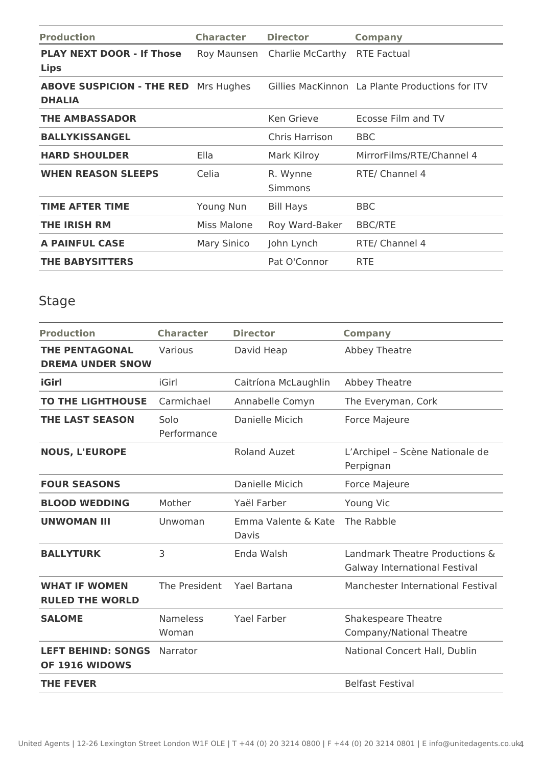| Production | Character | Director | Company |
|---|---|---|---|
| **PLAY NEXT DOOR - If Those Lips** | Roy Maunsen | Charlie McCarthy | RTE Factual |
| **ABOVE SUSPICION - THE RED DHALIA** | Mrs Hughes | Gillies MacKinnon | La Plante Productions for ITV |
| **THE AMBASSADOR** | | Ken Grieve | Ecosse Film and TV |
| **BALLYKISSANGEL** | | Chris Harrison | BBC |
| **HARD SHOULDER** | Ella | Mark Kilroy | MirrorFilms/RTE/Channel 4 |
| **WHEN REASON SLEEPS** | Celia | R. Wynne Simmons | RTE/ Channel 4 |
| **TIME AFTER TIME** | Young Nun | Bill Hays | BBC |
| **THE IRISH RM** | Miss Malone | Roy Ward-Baker | BBC/RTE |
| **A PAINFUL CASE** | Mary Sinico | John Lynch | RTE/ Channel 4 |
| **THE BABYSITTERS** | | Pat O'Connor | RTE |

## Stage

| Production | Character | Director | Company |
|---|---|---|---|
| **THE PENTAGONAL DREMA UNDER SNOW** | Various | David Heap | Abbey Theatre |
| **iGirl** | iGirl | Caitríona McLaughlin | Abbey Theatre |
| **TO THE LIGHTHOUSE** | Carmichael | Annabelle Comyn | The Everyman, Cork |
| **THE LAST SEASON** | Solo Performance | Danielle Micich | Force Majeure |
| **NOUS, L'EUROPE** | | Roland Auzet | L'Archipel – Scène Nationale de Perpignan |
| **FOUR SEASONS** | | Danielle Micich | Force Majeure |
| **BLOOD WEDDING** | Mother | Yaël Farber | Young Vic |
| **UNWOMAN III** | Unwoman | Emma Valente & Kate Davis | The Rabble |
| **BALLYTURK** | 3 | Enda Walsh | Landmark Theatre Productions & Galway International Festival |
| **WHAT IF WOMEN RULED THE WORLD** | The President | Yael Bartana | Manchester International Festival |
| **SALOME** | Nameless Woman | Yael Farber | Shakespeare Theatre Company/National Theatre |
| **LEFT BEHIND: SONGS OF 1916 WIDOWS** | Narrator | | National Concert Hall, Dublin |
| **THE FEVER** | | | Belfast Festival |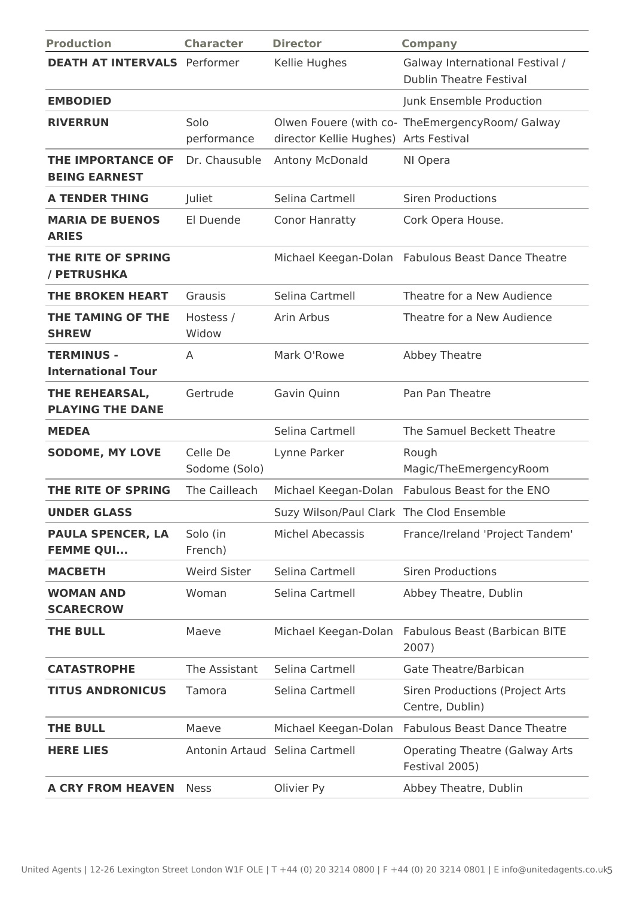| Production | Character | Director | Company |
|---|---|---|---|
| **DEATH AT INTERVALS** | Performer | Kellie Hughes | Galway International Festival / Dublin Theatre Festival |
| **EMBODIED** | | | Junk Ensemble Production |
| **RIVERRUN** | Solo performance | Olwen Fouere (with co-director Kellie Hughes) | TheEmergencyRoom/ Galway Arts Festival |
| **THE IMPORTANCE OF BEING EARNEST** | Dr. Chausuble | Antony McDonald | NI Opera |
| **A TENDER THING** | Juliet | Selina Cartmell | Siren Productions |
| **MARIA DE BUENOS ARIES** | El Duende | Conor Hanratty | Cork Opera House. |
| **THE RITE OF SPRING / PETRUSHKA** | | Michael Keegan-Dolan | Fabulous Beast Dance Theatre |
| **THE BROKEN HEART** | Grausis | Selina Cartmell | Theatre for a New Audience |
| **THE TAMING OF THE SHREW** | Hostess / Widow | Arin Arbus | Theatre for a New Audience |
| **TERMINUS - International Tour** | A | Mark O'Rowe | Abbey Theatre |
| **THE REHEARSAL, PLAYING THE DANE** | Gertrude | Gavin Quinn | Pan Pan Theatre |
| **MEDEA** | | Selina Cartmell | The Samuel Beckett Theatre |
| **SODOME, MY LOVE** | Celle De Sodome (Solo) | Lynne Parker | Rough Magic/TheEmergencyRoom |
| **THE RITE OF SPRING** | The Cailleach | Michael Keegan-Dolan | Fabulous Beast for the ENO |
| **UNDER GLASS** | | Suzy Wilson/Paul Clark | The Clod Ensemble |
| **PAULA SPENCER, LA FEMME QUI...** | Solo (in French) | Michel Abecassis | France/Ireland 'Project Tandem' |
| **MACBETH** | Weird Sister | Selina Cartmell | Siren Productions |
| **WOMAN AND SCARECROW** | Woman | Selina Cartmell | Abbey Theatre, Dublin |
| **THE BULL** | Maeve | Michael Keegan-Dolan | Fabulous Beast (Barbican BITE 2007) |
| **CATASTROPHE** | The Assistant | Selina Cartmell | Gate Theatre/Barbican |
| **TITUS ANDRONICUS** | Tamora | Selina Cartmell | Siren Productions (Project Arts Centre, Dublin) |
| **THE BULL** | Maeve | Michael Keegan-Dolan | Fabulous Beast Dance Theatre |
| **HERE LIES** | Antonin Artaud | Selina Cartmell | Operating Theatre (Galway Arts Festival 2005) |
| **A CRY FROM HEAVEN** | Ness | Olivier Py | Abbey Theatre, Dublin |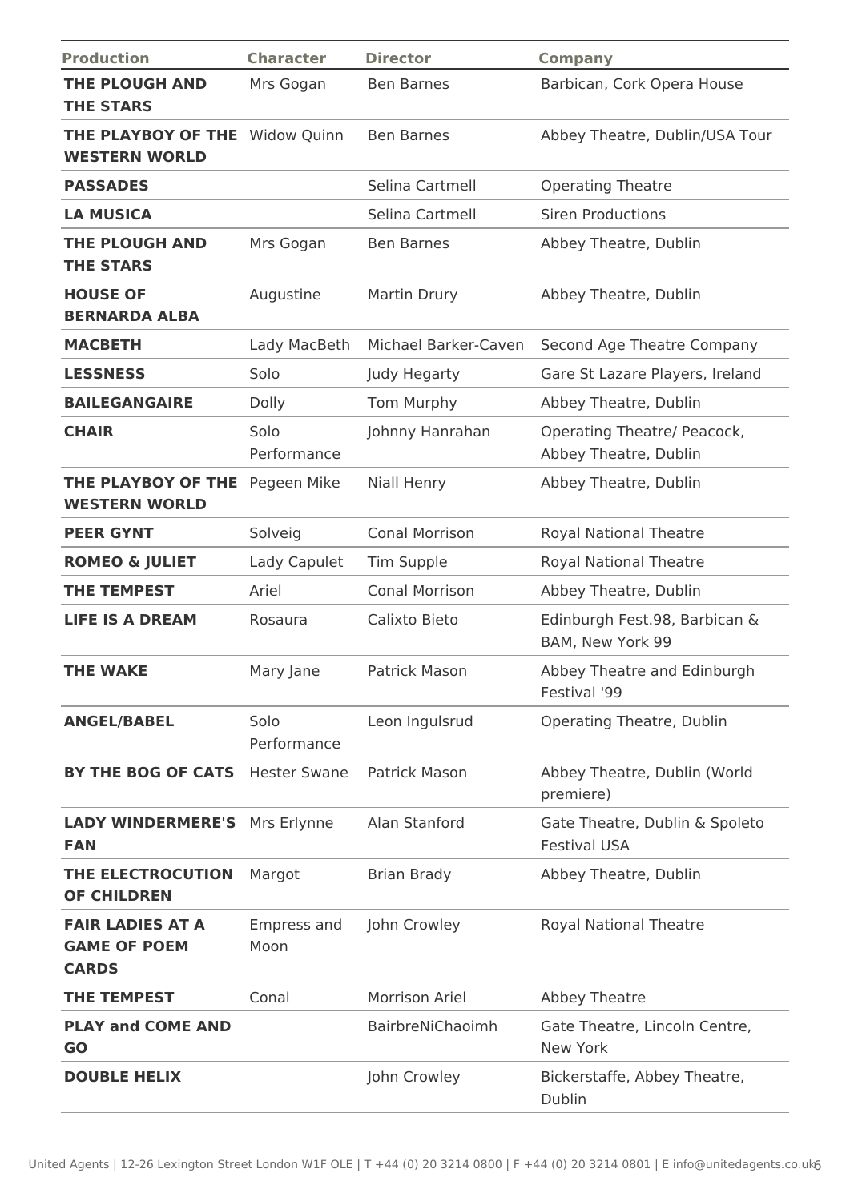| Production | Character | Director | Company |
| --- | --- | --- | --- |
| **THE PLOUGH AND THE STARS** | Mrs Gogan | Ben Barnes | Barbican, Cork Opera House |
| **THE PLAYBOY OF THE WESTERN WORLD** | Widow Quinn | Ben Barnes | Abbey Theatre, Dublin/USA Tour |
| **PASSADES** | | Selina Cartmell | Operating Theatre |
| **LA MUSICA** | | Selina Cartmell | Siren Productions |
| **THE PLOUGH AND THE STARS** | Mrs Gogan | Ben Barnes | Abbey Theatre, Dublin |
| **HOUSE OF BERNARDA ALBA** | Augustine | Martin Drury | Abbey Theatre, Dublin |
| **MACBETH** | Lady MacBeth | Michael Barker-Caven | Second Age Theatre Company |
| **LESSNESS** | Solo | Judy Hegarty | Gare St Lazare Players, Ireland |
| **BAILEGANGAIRE** | Dolly | Tom Murphy | Abbey Theatre, Dublin |
| **CHAIR** | Solo Performance | Johnny Hanrahan | Operating Theatre/ Peacock, Abbey Theatre, Dublin |
| **THE PLAYBOY OF THE WESTERN WORLD** | Pegeen Mike | Niall Henry | Abbey Theatre, Dublin |
| **PEER GYNT** | Solveig | Conal Morrison | Royal National Theatre |
| **ROMEO & JULIET** | Lady Capulet | Tim Supple | Royal National Theatre |
| **THE TEMPEST** | Ariel | Conal Morrison | Abbey Theatre, Dublin |
| **LIFE IS A DREAM** | Rosaura | Calixto Bieto | Edinburgh Fest.98, Barbican & BAM, New York 99 |
| **THE WAKE** | Mary Jane | Patrick Mason | Abbey Theatre and Edinburgh Festival '99 |
| **ANGEL/BABEL** | Solo Performance | Leon Ingulsrud | Operating Theatre, Dublin |
| **BY THE BOG OF CATS** | Hester Swane | Patrick Mason | Abbey Theatre, Dublin (World premiere) |
| **LADY WINDERMERE'S FAN** | Mrs Erlynne | Alan Stanford | Gate Theatre, Dublin & Spoleto Festival USA |
| **THE ELECTROCUTION OF CHILDREN** | Margot | Brian Brady | Abbey Theatre, Dublin |
| **FAIR LADIES AT A GAME OF POEM CARDS** | Empress and Moon | John Crowley | Royal National Theatre |
| **THE TEMPEST** | Conal | Morrison Ariel | Abbey Theatre |
| **PLAY and COME AND GO** | | BairbreNiChaoimh | Gate Theatre, Lincoln Centre, New York |
| **DOUBLE HELIX** | | John Crowley | Bickerstaffe, Abbey Theatre, Dublin |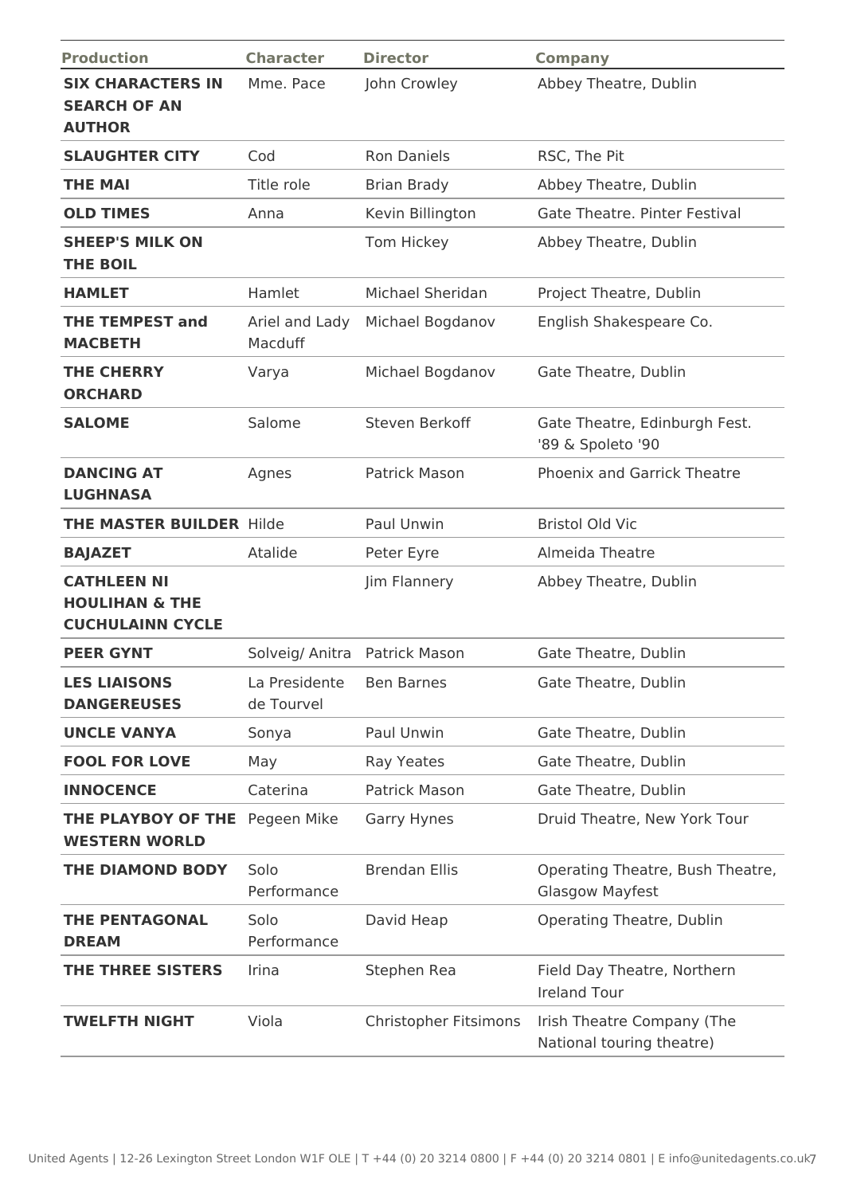| Production | Character | Director | Company |
| --- | --- | --- | --- |
| **SIX CHARACTERS IN SEARCH OF AN AUTHOR** | Mme. Pace | John Crowley | Abbey Theatre, Dublin |
| **SLAUGHTER CITY** | Cod | Ron Daniels | RSC, The Pit |
| **THE MAI** | Title role | Brian Brady | Abbey Theatre, Dublin |
| **OLD TIMES** | Anna | Kevin Billington | Gate Theatre. Pinter Festival |
| **SHEEP'S MILK ON THE BOIL** | | Tom Hickey | Abbey Theatre, Dublin |
| **HAMLET** | Hamlet | Michael Sheridan | Project Theatre, Dublin |
| **THE TEMPEST and MACBETH** | Ariel and Lady Macduff | Michael Bogdanov | English Shakespeare Co. |
| **THE CHERRY ORCHARD** | Varya | Michael Bogdanov | Gate Theatre, Dublin |
| **SALOME** | Salome | Steven Berkoff | Gate Theatre, Edinburgh Fest. '89 & Spoleto '90 |
| **DANCING AT LUGHNASA** | Agnes | Patrick Mason | Phoenix and Garrick Theatre |
| **THE MASTER BUILDER** | Hilde | Paul Unwin | Bristol Old Vic |
| **BAJAZET** | Atalide | Peter Eyre | Almeida Theatre |
| **CATHLEEN NI HOULIHAN & THE CUCHULAINN CYCLE** | | Jim Flannery | Abbey Theatre, Dublin |
| **PEER GYNT** | Solveig/ Anitra | Patrick Mason | Gate Theatre, Dublin |
| **LES LIAISONS DANGEREUSES** | La Presidente de Tourvel | Ben Barnes | Gate Theatre, Dublin |
| **UNCLE VANYA** | Sonya | Paul Unwin | Gate Theatre, Dublin |
| **FOOL FOR LOVE** | May | Ray Yeates | Gate Theatre, Dublin |
| **INNOCENCE** | Caterina | Patrick Mason | Gate Theatre, Dublin |
| **THE PLAYBOY OF THE WESTERN WORLD** | Pegeen Mike | Garry Hynes | Druid Theatre, New York Tour |
| **THE DIAMOND BODY** | Solo Performance | Brendan Ellis | Operating Theatre, Bush Theatre, Glasgow Mayfest |
| **THE PENTAGONAL DREAM** | Solo Performance | David Heap | Operating Theatre, Dublin |
| **THE THREE SISTERS** | Irina | Stephen Rea | Field Day Theatre, Northern Ireland Tour |
| **TWELFTH NIGHT** | Viola | Christopher Fitsimons | Irish Theatre Company (The National touring theatre) |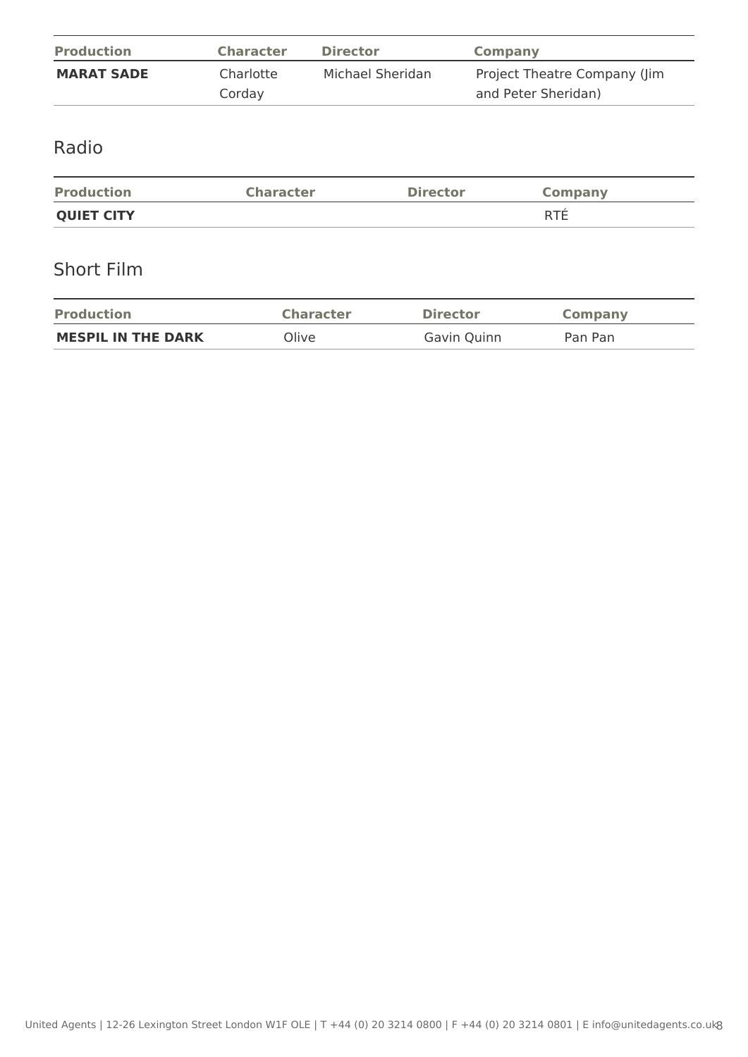| Production | Character | Director | Company |
| --- | --- | --- | --- |
| **MARAT SADE** | Charlotte Corday | Michael Sheridan | Project Theatre Company (Jim and Peter Sheridan) |

## Radio

| Production | Character | Director | Company |
| --- | --- | --- | --- |
| **QUIET CITY** | | | RTÉ |

## Short Film

| Production | Character | Director | Company |
| --- | --- | --- | --- |
| **MESPIL IN THE DARK** | Olive | Gavin Quinn | Pan Pan |